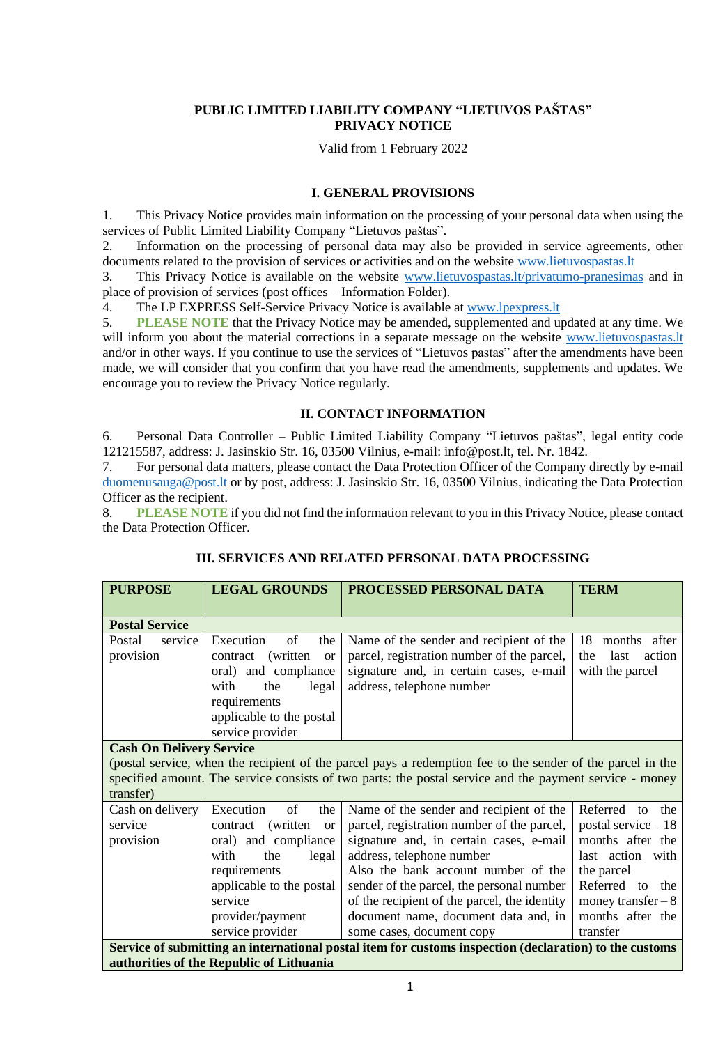# PUBLIC LIMITED LIABILITY COMPANY "LIETUVOS PAŠTAS" PRIVACY NOTICE

Valid from 1 February 2022

## I. GENERAL PROVISIONS

1. This Privacy Notice provides main information on the processing of your personal data when using the services of Public Limited Liability Company "Lietuvos paštas".
2. Information on the processing of personal data may also be provided in service agreements, other documents related to the provision of services or activities and on the website www.lietuvospastas.lt
3. This Privacy Notice is available on the website www.lietuvospastas.lt/privatumo-pranesimas and in place of provision of services (post offices – Information Folder).
4. The LP EXPRESS Self-Service Privacy Notice is available at www.lpexpress.lt
5. **PLEASE NOTE** that the Privacy Notice may be amended, supplemented and updated at any time. We will inform you about the material corrections in a separate message on the website www.lietuvospastas.lt and/or in other ways. If you continue to use the services of "Lietuvos pastas" after the amendments have been made, we will consider that you confirm that you have read the amendments, supplements and updates. We encourage you to review the Privacy Notice regularly.

## II. CONTACT INFORMATION

6. Personal Data Controller – Public Limited Liability Company "Lietuvos paštas", legal entity code 121215587, address: J. Jasinskio Str. 16, 03500 Vilnius, e-mail: info@post.lt, tel. Nr. 1842.
7. For personal data matters, please contact the Data Protection Officer of the Company directly by e-mail duomenusauga@post.lt or by post, address: J. Jasinskio Str. 16, 03500 Vilnius, indicating the Data Protection Officer as the recipient.
8. **PLEASE NOTE** if you did not find the information relevant to you in this Privacy Notice, please contact the Data Protection Officer.

## III. SERVICES AND RELATED PERSONAL DATA PROCESSING

| PURPOSE | LEGAL GROUNDS | PROCESSED PERSONAL DATA | TERM |
|---|---|---|---|
| **Postal Service** | | | |
| Postal service provision | Execution of the contract (written or oral) and compliance with the legal requirements applicable to the postal service provider | Name of the sender and recipient of the parcel, registration number of the parcel, signature and, in certain cases, e-mail address, telephone number | 18 months after the last action with the parcel |
| **Cash On Delivery Service** (postal service, when the recipient of the parcel pays a redemption fee to the sender of the parcel in the specified amount. The service consists of two parts: the postal service and the payment service - money transfer) | | | |
| Cash on delivery service provision | Execution of the contract (written or oral) and compliance with the legal requirements applicable to the postal service provider/payment service provider | Name of the sender and recipient of the parcel, registration number of the parcel, signature and, in certain cases, e-mail address, telephone number<br>Also the bank account number of the sender of the parcel, the personal number of the recipient of the parcel, the identity document name, document data and, in some cases, document copy | Referred to the postal service – 18 months after the last action with the parcel<br>Referred to the money transfer – 8 months after the transfer |
| **Service of submitting an international postal item for customs inspection (declaration) to the customs authorities of the Republic of Lithuania** | | | |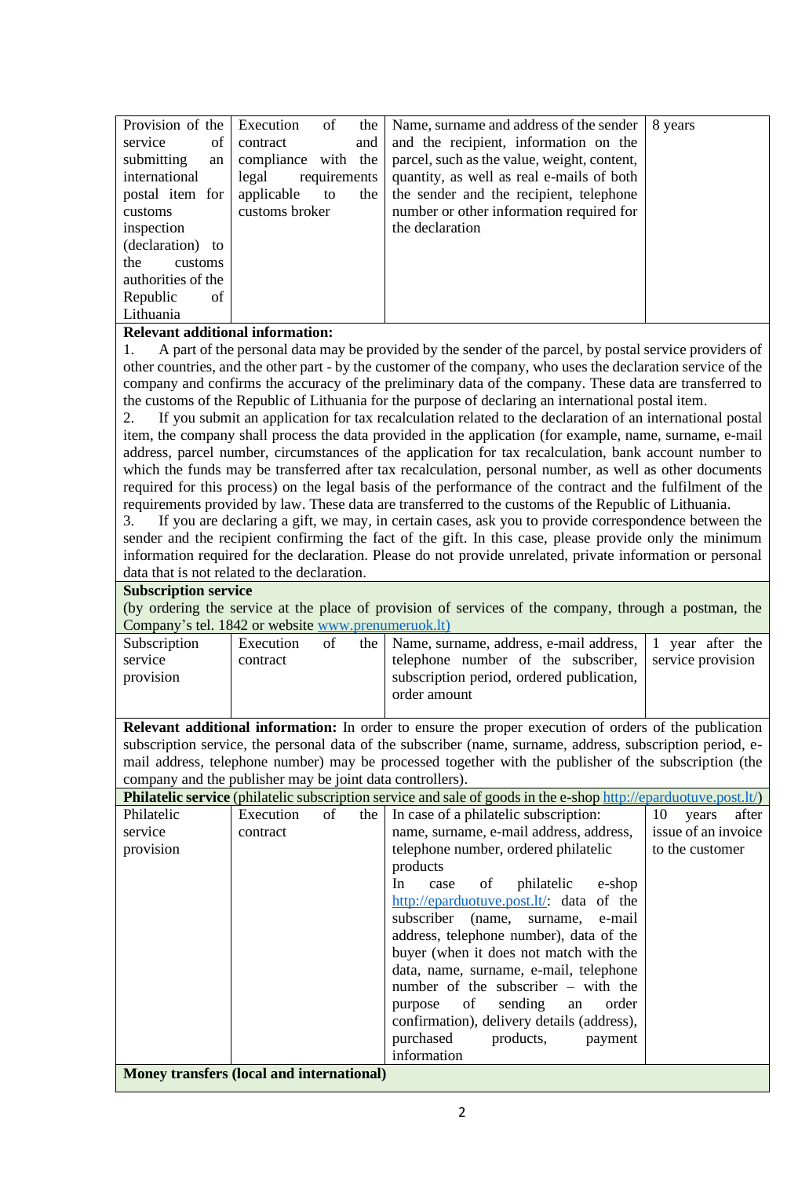| | | | |
|---|---|---|---|
| Provision of the service of submitting an international postal item for customs inspection (declaration) to the customs authorities of the Republic of Lithuania | Execution of the contract and compliance with the legal requirements applicable to the customs broker | Name, surname and address of the sender and the recipient, information on the parcel, such as the value, weight, content, quantity, as well as real e-mails of both the sender and the recipient, telephone number or other information required for the declaration | 8 years |

**Relevant additional information:**

1. A part of the personal data may be provided by the sender of the parcel, by postal service providers of other countries, and the other part - by the customer of the company, who uses the declaration service of the company and confirms the accuracy of the preliminary data of the company. These data are transferred to the customs of the Republic of Lithuania for the purpose of declaring an international postal item.
2. If you submit an application for tax recalculation related to the declaration of an international postal item, the company shall process the data provided in the application (for example, name, surname, e-mail address, parcel number, circumstances of the application for tax recalculation, bank account number to which the funds may be transferred after tax recalculation, personal number, as well as other documents required for this process) on the legal basis of the performance of the contract and the fulfilment of the requirements provided by law. These data are transferred to the customs of the Republic of Lithuania.
3. If you are declaring a gift, we may, in certain cases, ask you to provide correspondence between the sender and the recipient confirming the fact of the gift. In this case, please provide only the minimum information required for the declaration. Please do not provide unrelated, private information or personal data that is not related to the declaration.

**Subscription service**

(by ordering the service at the place of provision of services of the company, through a postman, the Company's tel. 1842 or website www.prenumeruok.lt)

| | | | |
|---|---|---|---|
| Subscription service provision | Execution of the contract | Name, surname, address, e-mail address, telephone number of the subscriber, subscription period, ordered publication, order amount | 1 year after the service provision |

**Relevant additional information:** In order to ensure the proper execution of orders of the publication subscription service, the personal data of the subscriber (name, surname, address, subscription period, e-mail address, telephone number) may be processed together with the publisher of the subscription (the company and the publisher may be joint data controllers).

**Philatelic service** (philatelic subscription service and sale of goods in the e-shop http://eparduotuve.post.lt/)

| | | | |
|---|---|---|---|
| Philatelic service provision | Execution of the contract | In case of a philatelic subscription: name, surname, e-mail address, address, telephone number, ordered philatelic products<br>In case of philatelic e-shop http://eparduotuve.post.lt/: data of the subscriber (name, surname, e-mail address, telephone number), data of the buyer (when it does not match with the data, name, surname, e-mail, telephone number of the subscriber – with the purpose of sending an order confirmation), delivery details (address), purchased products, payment information | 10 years after issue of an invoice to the customer |

**Money transfers (local and international)**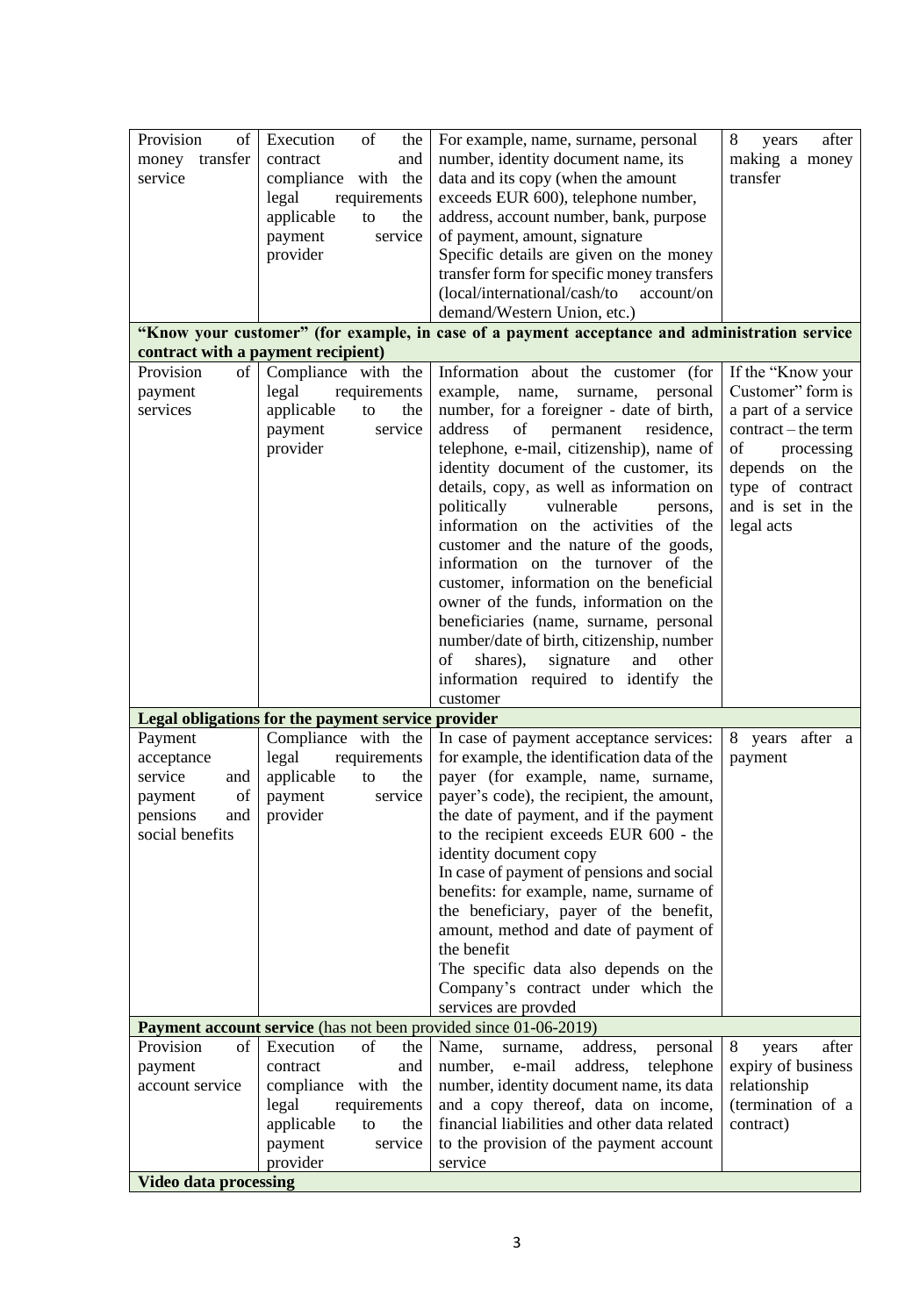| | | | |
|---|---|---|---|
| Provision of money transfer service | Execution of the contract and compliance with the legal requirements applicable to the payment service provider | For example, name, surname, personal number, identity document name, its data and its copy (when the amount exceeds EUR 600), telephone number, address, account number, bank, purpose of payment, amount, signature<br>Specific details are given on the money transfer form for specific money transfers (local/international/cash/to account/on demand/Western Union, etc.) | 8 years after making a money transfer |
| **"Know your customer" (for example, in case of a payment acceptance and administration service contract with a payment recipient)** | | | |
| Provision of payment services | Compliance with the legal requirements applicable to the payment service provider | Information about the customer (for example, name, surname, personal number, for a foreigner - date of birth, address of permanent residence, telephone, e-mail, citizenship), name of identity document of the customer, its details, copy, as well as information on politically vulnerable persons, information on the activities of the customer and the nature of the goods, information on the turnover of the customer, information on the beneficial owner of the funds, information on the beneficiaries (name, surname, personal number/date of birth, citizenship, number of shares), signature and other information required to identify the customer | If the "Know your Customer" form is a part of a service contract – the term of processing depends on the type of contract and is set in the legal acts |
| **Legal obligations for the payment service provider** | | | |
| Payment acceptance service and payment of pensions and social benefits | Compliance with the legal requirements applicable to the payment service provider | In case of payment acceptance services: for example, the identification data of the payer (for example, name, surname, payer's code), the recipient, the amount, the date of payment, and if the payment to the recipient exceeds EUR 600 - the identity document copy<br>In case of payment of pensions and social benefits: for example, name, surname of the beneficiary, payer of the benefit, amount, method and date of payment of the benefit<br>The specific data also depends on the Company's contract under which the services are provded | 8 years after a payment |
| **Payment account service** (has not been provided since 01-06-2019) | | | |
| Provision of payment account service | Execution of the contract and compliance with the legal requirements applicable to the payment service provider | Name, surname, address, personal number, e-mail address, telephone number, identity document name, its data and a copy thereof, data on income, financial liabilities and other data related to the provision of the payment account service | 8 years after expiry of business relationship (termination of a contract) |
| **Video data processing** | | | |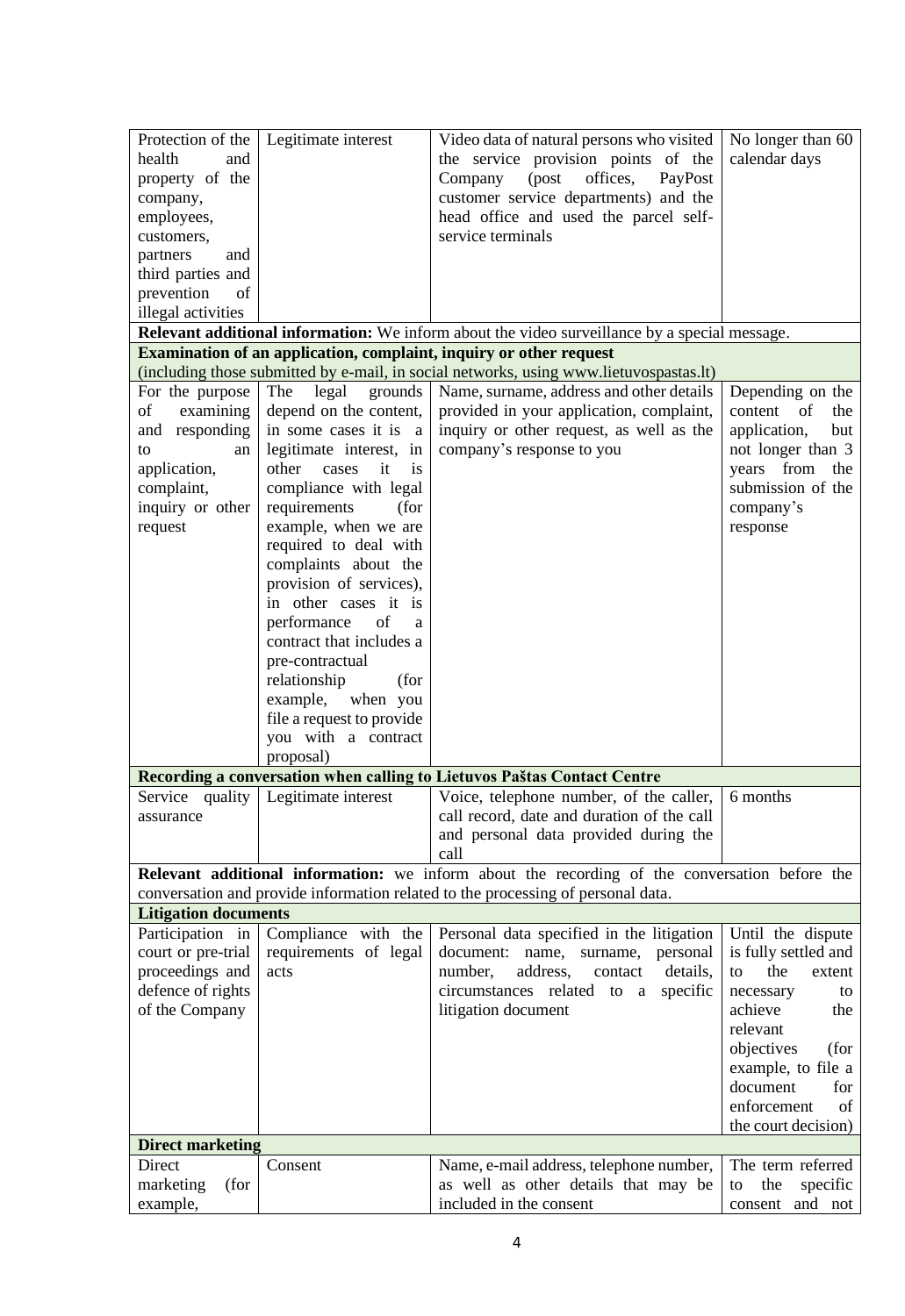| | | | |
|---|---|---|---|
| Protection of the health and property of the company, employees, customers, partners and third parties and prevention of illegal activities | Legitimate interest | Video data of natural persons who visited the service provision points of the Company (post offices, PayPost customer service departments) and the head office and used the parcel self-service terminals | No longer than 60 calendar days |
| **Relevant additional information:** We inform about the video surveillance by a special message. | | | |
| **Examination of an application, complaint, inquiry or other request** (including those submitted by e-mail, in social networks, using www.lietuvospastas.lt) | | | |
| For the purpose of examining and responding to an application, complaint, inquiry or other request | The legal grounds depend on the content, in some cases it is a legitimate interest, in other cases it is compliance with legal requirements (for example, when we are required to deal with complaints about the provision of services), in other cases it is performance of a contract that includes a pre-contractual relationship (for example, when you file a request to provide you with a contract proposal) | Name, surname, address and other details provided in your application, complaint, inquiry or other request, as well as the company's response to you | Depending on the content of the application, but not longer than 3 years from the submission of the company's response |
| **Recording a conversation when calling to Lietuvos Paštas Contact Centre** | | | |
| Service quality assurance | Legitimate interest | Voice, telephone number, of the caller, call record, date and duration of the call and personal data provided during the call | 6 months |
| **Relevant additional information:** we inform about the recording of the conversation before the conversation and provide information related to the processing of personal data. | | | |
| **Litigation documents** | | | |
| Participation in court or pre-trial proceedings and defence of rights of the Company | Compliance with the requirements of legal acts | Personal data specified in the litigation document: name, surname, personal number, address, contact details, circumstances related to a specific litigation document | Until the dispute is fully settled and to the extent necessary to achieve the relevant objectives (for example, to file a document for enforcement of the court decision) |
| **Direct marketing** | | | |
| Direct marketing (for example, | Consent | Name, e-mail address, telephone number, as well as other details that may be included in the consent | The term referred to the specific consent and not |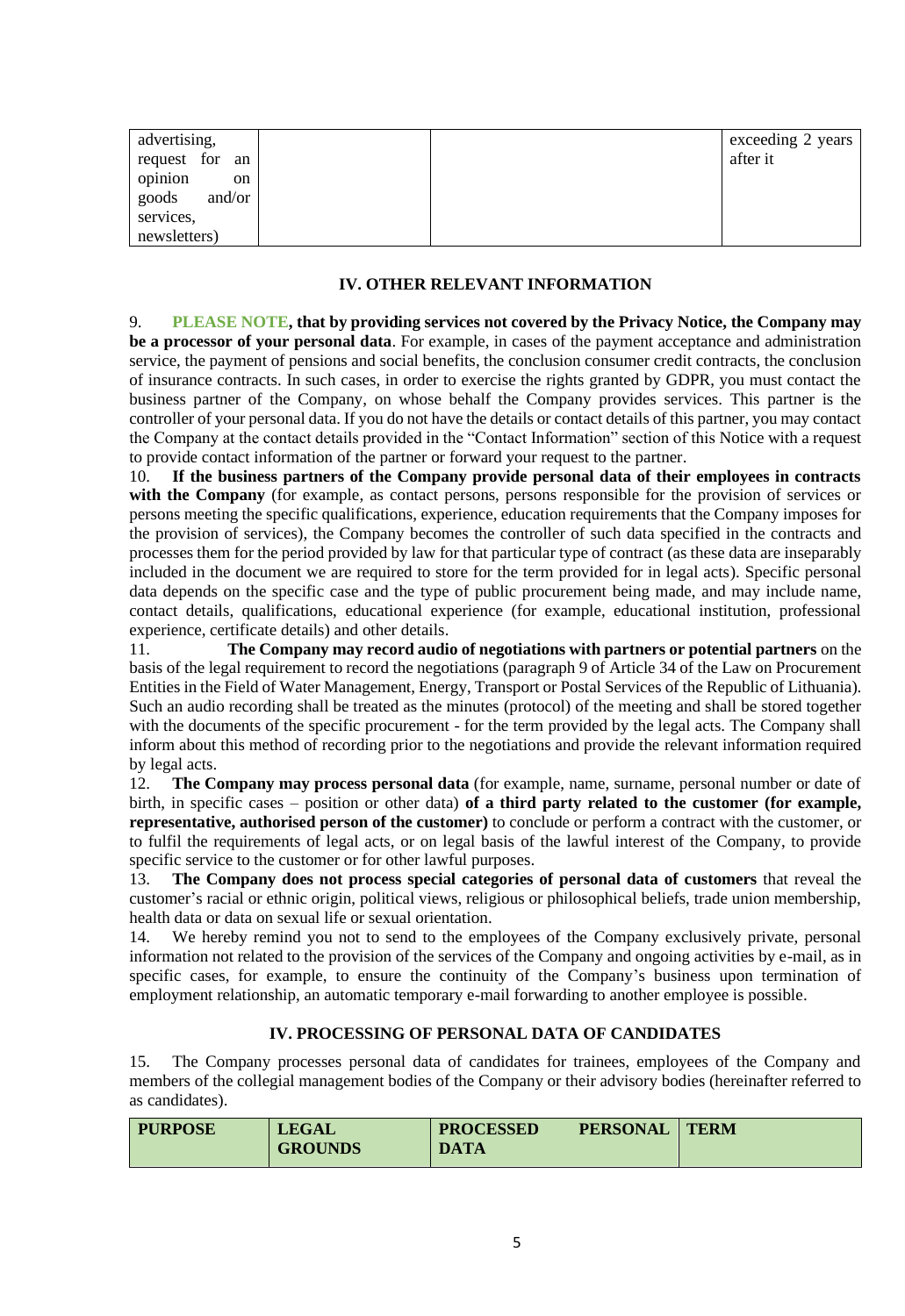| advertising, request for an opinion on goods and/or services, newsletters) | | | exceeding 2 years after it |
|---|---|---|---|

## IV. OTHER RELEVANT INFORMATION

9. **PLEASE NOTE, that by providing services not covered by the Privacy Notice, the Company may be a processor of your personal data**. For example, in cases of the payment acceptance and administration service, the payment of pensions and social benefits, the conclusion consumer credit contracts, the conclusion of insurance contracts. In such cases, in order to exercise the rights granted by GDPR, you must contact the business partner of the Company, on whose behalf the Company provides services. This partner is the controller of your personal data. If you do not have the details or contact details of this partner, you may contact the Company at the contact details provided in the "Contact Information" section of this Notice with a request to provide contact information of the partner or forward your request to the partner.

10. **If the business partners of the Company provide personal data of their employees in contracts with the Company** (for example, as contact persons, persons responsible for the provision of services or persons meeting the specific qualifications, experience, education requirements that the Company imposes for the provision of services), the Company becomes the controller of such data specified in the contracts and processes them for the period provided by law for that particular type of contract (as these data are inseparably included in the document we are required to store for the term provided for in legal acts). Specific personal data depends on the specific case and the type of public procurement being made, and may include name, contact details, qualifications, educational experience (for example, educational institution, professional experience, certificate details) and other details.

11. **The Company may record audio of negotiations with partners or potential partners** on the basis of the legal requirement to record the negotiations (paragraph 9 of Article 34 of the Law on Procurement Entities in the Field of Water Management, Energy, Transport or Postal Services of the Republic of Lithuania). Such an audio recording shall be treated as the minutes (protocol) of the meeting and shall be stored together with the documents of the specific procurement - for the term provided by the legal acts. The Company shall inform about this method of recording prior to the negotiations and provide the relevant information required by legal acts.

12. **The Company may process personal data** (for example, name, surname, personal number or date of birth, in specific cases – position or other data) **of a third party related to the customer (for example, representative, authorised person of the customer)** to conclude or perform a contract with the customer, or to fulfil the requirements of legal acts, or on legal basis of the lawful interest of the Company, to provide specific service to the customer or for other lawful purposes.

13. **The Company does not process special categories of personal data of customers** that reveal the customer's racial or ethnic origin, political views, religious or philosophical beliefs, trade union membership, health data or data on sexual life or sexual orientation.

14. We hereby remind you not to send to the employees of the Company exclusively private, personal information not related to the provision of the services of the Company and ongoing activities by e-mail, as in specific cases, for example, to ensure the continuity of the Company's business upon termination of employment relationship, an automatic temporary e-mail forwarding to another employee is possible.

## IV. PROCESSING OF PERSONAL DATA OF CANDIDATES

15. The Company processes personal data of candidates for trainees, employees of the Company and members of the collegial management bodies of the Company or their advisory bodies (hereinafter referred to as candidates).

| PURPOSE | LEGAL GROUNDS | PROCESSED PERSONAL DATA | TERM |
|---|---|---|---|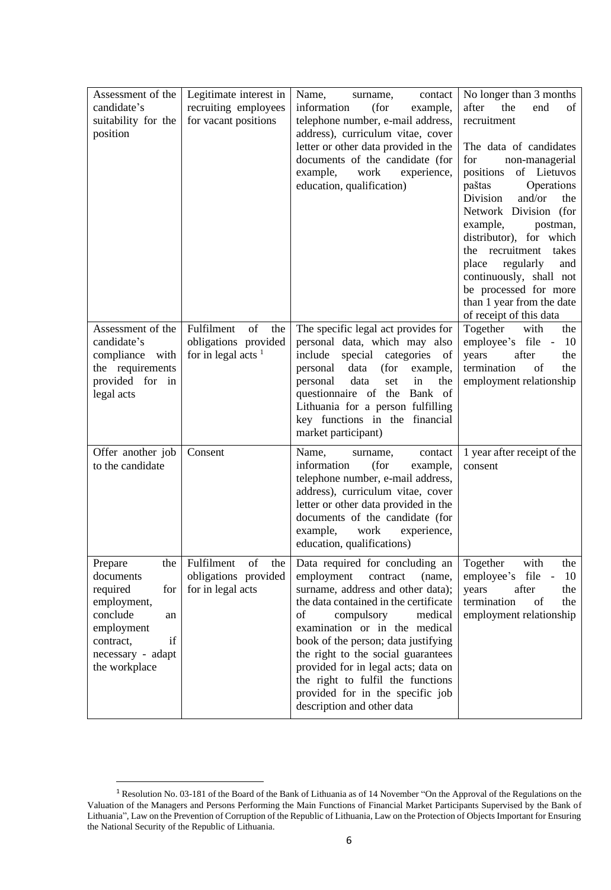| Assessment of the candidate's suitability for the position | Legitimate interest in recruiting employees for vacant positions | Name, surname, contact information (for example, telephone number, e-mail address, address), curriculum vitae, cover letter or other data provided in the documents of the candidate (for example, work experience, education, qualification) | No longer than 3 months after the end of recruitment<br><br>The data of candidates for non-managerial positions of Lietuvos paštas Operations Division and/or the Network Division (for example, postman, distributor), for which the recruitment takes place regularly and continuously, shall not be processed for more than 1 year from the date of receipt of this data |
|---|---|---|---|
| Assessment of the candidate's compliance with the requirements provided for in legal acts | Fulfilment of the obligations provided for in legal acts [1] | The specific legal act provides for personal data, which may also include special categories of personal data (for example, personal data set in the questionnaire of the Bank of Lithuania for a person fulfilling key functions in the financial market participant) | Together with the employee's file - 10 years after the termination of the employment relationship |
| Offer another job to the candidate | Consent | Name, surname, contact information (for example, telephone number, e-mail address, address), curriculum vitae, cover letter or other data provided in the documents of the candidate (for example, work experience, education, qualifications) | 1 year after receipt of the consent |
| Prepare the documents required for employment, conclude an employment contract, if necessary - adapt the workplace | Fulfilment of the obligations provided for in legal acts | Data required for concluding an employment contract (name, surname, address and other data); the data contained in the certificate of compulsory medical examination or in the medical book of the person; data justifying the right to the social guarantees provided for in legal acts; data on the right to fulfil the functions provided for in the specific job description and other data | Together with the employee's file - 10 years after the termination of the employment relationship |

[1] Resolution No. 03-181 of the Board of the Bank of Lithuania as of 14 November "On the Approval of the Regulations on the Valuation of the Managers and Persons Performing the Main Functions of Financial Market Participants Supervised by the Bank of Lithuania", Law on the Prevention of Corruption of the Republic of Lithuania, Law on the Protection of Objects Important for Ensuring the National Security of the Republic of Lithuania.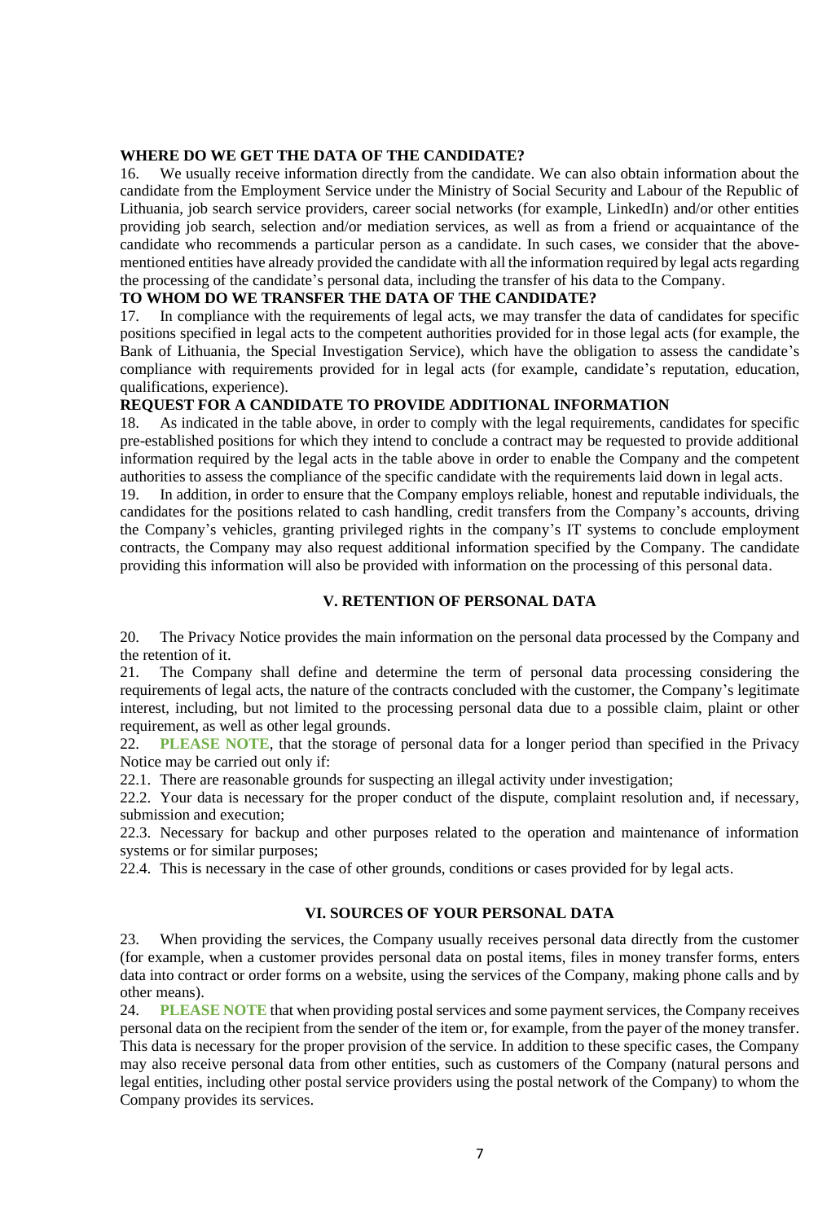**WHERE DO WE GET THE DATA OF THE CANDIDATE?**

16. We usually receive information directly from the candidate. We can also obtain information about the candidate from the Employment Service under the Ministry of Social Security and Labour of the Republic of Lithuania, job search service providers, career social networks (for example, LinkedIn) and/or other entities providing job search, selection and/or mediation services, as well as from a friend or acquaintance of the candidate who recommends a particular person as a candidate. In such cases, we consider that the above-mentioned entities have already provided the candidate with all the information required by legal acts regarding the processing of the candidate's personal data, including the transfer of his data to the Company.

**TO WHOM DO WE TRANSFER THE DATA OF THE CANDIDATE?**

17. In compliance with the requirements of legal acts, we may transfer the data of candidates for specific positions specified in legal acts to the competent authorities provided for in those legal acts (for example, the Bank of Lithuania, the Special Investigation Service), which have the obligation to assess the candidate's compliance with requirements provided for in legal acts (for example, candidate's reputation, education, qualifications, experience).

**REQUEST FOR A CANDIDATE TO PROVIDE ADDITIONAL INFORMATION**

18. As indicated in the table above, in order to comply with the legal requirements, candidates for specific pre-established positions for which they intend to conclude a contract may be requested to provide additional information required by the legal acts in the table above in order to enable the Company and the competent authorities to assess the compliance of the specific candidate with the requirements laid down in legal acts.

19. In addition, in order to ensure that the Company employs reliable, honest and reputable individuals, the candidates for the positions related to cash handling, credit transfers from the Company's accounts, driving the Company's vehicles, granting privileged rights in the company's IT systems to conclude employment contracts, the Company may also request additional information specified by the Company. The candidate providing this information will also be provided with information on the processing of this personal data.

## V. RETENTION OF PERSONAL DATA

20. The Privacy Notice provides the main information on the personal data processed by the Company and the retention of it.

21. The Company shall define and determine the term of personal data processing considering the requirements of legal acts, the nature of the contracts concluded with the customer, the Company's legitimate interest, including, but not limited to the processing personal data due to a possible claim, plaint or other requirement, as well as other legal grounds.

22. **PLEASE NOTE**, that the storage of personal data for a longer period than specified in the Privacy Notice may be carried out only if:

22.1. There are reasonable grounds for suspecting an illegal activity under investigation;

22.2. Your data is necessary for the proper conduct of the dispute, complaint resolution and, if necessary, submission and execution;

22.3. Necessary for backup and other purposes related to the operation and maintenance of information systems or for similar purposes;

22.4. This is necessary in the case of other grounds, conditions or cases provided for by legal acts.

## VI. SOURCES OF YOUR PERSONAL DATA

23. When providing the services, the Company usually receives personal data directly from the customer (for example, when a customer provides personal data on postal items, files in money transfer forms, enters data into contract or order forms on a website, using the services of the Company, making phone calls and by other means).

24. **PLEASE NOTE** that when providing postal services and some payment services, the Company receives personal data on the recipient from the sender of the item or, for example, from the payer of the money transfer. This data is necessary for the proper provision of the service. In addition to these specific cases, the Company may also receive personal data from other entities, such as customers of the Company (natural persons and legal entities, including other postal service providers using the postal network of the Company) to whom the Company provides its services.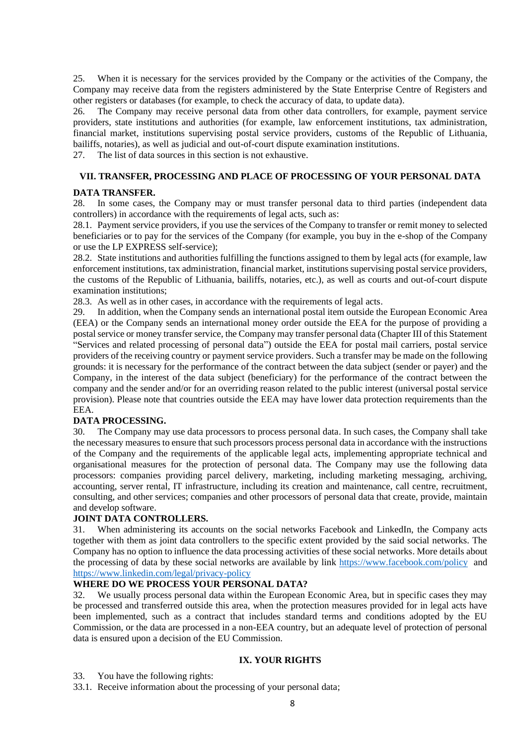25. When it is necessary for the services provided by the Company or the activities of the Company, the Company may receive data from the registers administered by the State Enterprise Centre of Registers and other registers or databases (for example, to check the accuracy of data, to update data).

26. The Company may receive personal data from other data controllers, for example, payment service providers, state institutions and authorities (for example, law enforcement institutions, tax administration, financial market, institutions supervising postal service providers, customs of the Republic of Lithuania, bailiffs, notaries), as well as judicial and out-of-court dispute examination institutions.

27. The list of data sources in this section is not exhaustive.

## VII. TRANSFER, PROCESSING AND PLACE OF PROCESSING OF YOUR PERSONAL DATA

**DATA TRANSFER.**

28. In some cases, the Company may or must transfer personal data to third parties (independent data controllers) in accordance with the requirements of legal acts, such as:

28.1. Payment service providers, if you use the services of the Company to transfer or remit money to selected beneficiaries or to pay for the services of the Company (for example, you buy in the e-shop of the Company or use the LP EXPRESS self-service);

28.2. State institutions and authorities fulfilling the functions assigned to them by legal acts (for example, law enforcement institutions, tax administration, financial market, institutions supervising postal service providers, the customs of the Republic of Lithuania, bailiffs, notaries, etc.), as well as courts and out-of-court dispute examination institutions;

28.3. As well as in other cases, in accordance with the requirements of legal acts.

29. In addition, when the Company sends an international postal item outside the European Economic Area (EEA) or the Company sends an international money order outside the EEA for the purpose of providing a postal service or money transfer service, the Company may transfer personal data (Chapter III of this Statement "Services and related processing of personal data") outside the EEA for postal mail carriers, postal service providers of the receiving country or payment service providers. Such a transfer may be made on the following grounds: it is necessary for the performance of the contract between the data subject (sender or payer) and the Company, in the interest of the data subject (beneficiary) for the performance of the contract between the company and the sender and/or for an overriding reason related to the public interest (universal postal service provision). Please note that countries outside the EEA may have lower data protection requirements than the EEA.

**DATA PROCESSING.**

30. The Company may use data processors to process personal data. In such cases, the Company shall take the necessary measures to ensure that such processors process personal data in accordance with the instructions of the Company and the requirements of the applicable legal acts, implementing appropriate technical and organisational measures for the protection of personal data. The Company may use the following data processors: companies providing parcel delivery, marketing, including marketing messaging, archiving, accounting, server rental, IT infrastructure, including its creation and maintenance, call centre, recruitment, consulting, and other services; companies and other processors of personal data that create, provide, maintain and develop software.

**JOINT DATA CONTROLLERS.**

31. When administering its accounts on the social networks Facebook and LinkedIn, the Company acts together with them as joint data controllers to the specific extent provided by the said social networks. The Company has no option to influence the data processing activities of these social networks. More details about the processing of data by these social networks are available by link https://www.facebook.com/policy and https://www.linkedin.com/legal/privacy-policy

**WHERE DO WE PROCESS YOUR PERSONAL DATA?**

32. We usually process personal data within the European Economic Area, but in specific cases they may be processed and transferred outside this area, when the protection measures provided for in legal acts have been implemented, such as a contract that includes standard terms and conditions adopted by the EU Commission, or the data are processed in a non-EEA country, but an adequate level of protection of personal data is ensured upon a decision of the EU Commission.

## IX. YOUR RIGHTS

33. You have the following rights:

33.1. Receive information about the processing of your personal data;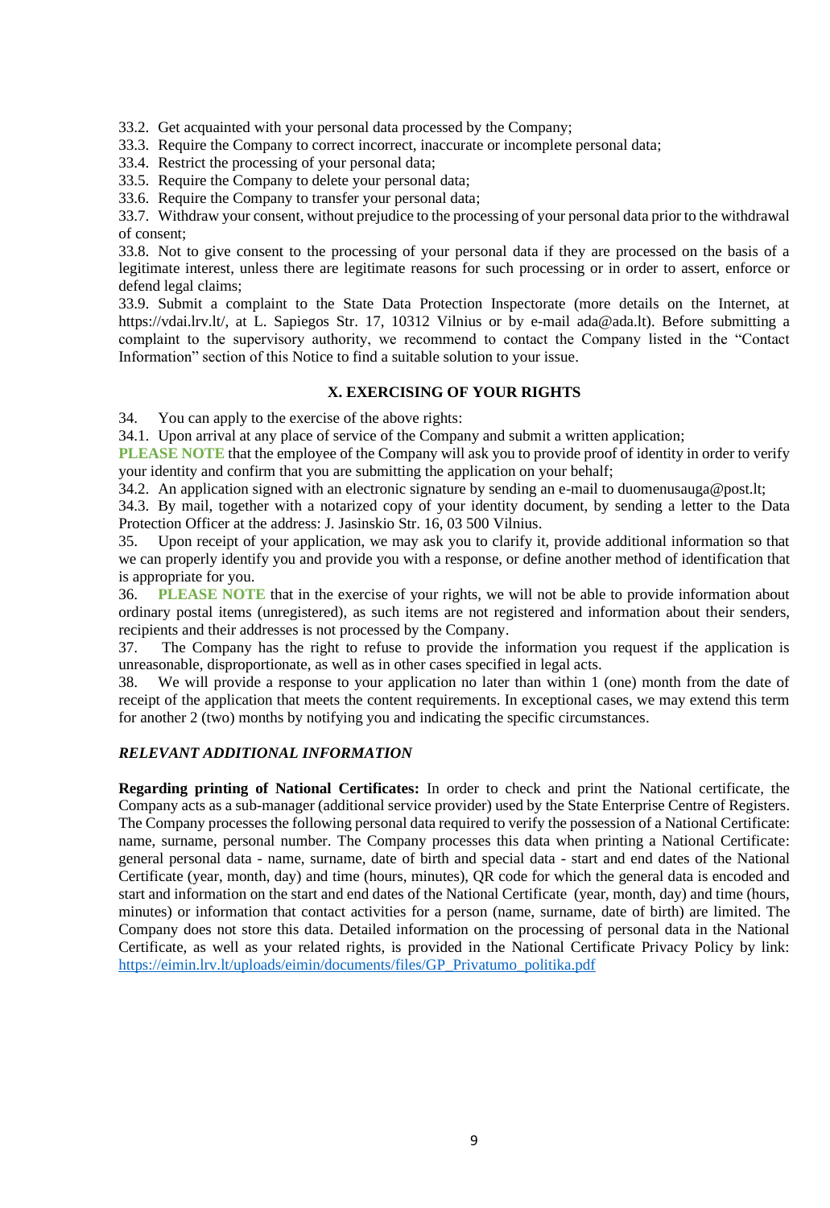33.2. Get acquainted with your personal data processed by the Company;

33.3. Require the Company to correct incorrect, inaccurate or incomplete personal data;

33.4. Restrict the processing of your personal data;

33.5. Require the Company to delete your personal data;

33.6. Require the Company to transfer your personal data;

33.7. Withdraw your consent, without prejudice to the processing of your personal data prior to the withdrawal of consent;

33.8. Not to give consent to the processing of your personal data if they are processed on the basis of a legitimate interest, unless there are legitimate reasons for such processing or in order to assert, enforce or defend legal claims;

33.9. Submit a complaint to the State Data Protection Inspectorate (more details on the Internet, at https://vdai.lrv.lt/, at L. Sapiegos Str. 17, 10312 Vilnius or by e-mail ada@ada.lt). Before submitting a complaint to the supervisory authority, we recommend to contact the Company listed in the "Contact Information" section of this Notice to find a suitable solution to your issue.

## X. EXERCISING OF YOUR RIGHTS

34. You can apply to the exercise of the above rights:

34.1. Upon arrival at any place of service of the Company and submit a written application;

**PLEASE NOTE** that the employee of the Company will ask you to provide proof of identity in order to verify your identity and confirm that you are submitting the application on your behalf;

34.2. An application signed with an electronic signature by sending an e-mail to duomenusauga@post.lt;

34.3. By mail, together with a notarized copy of your identity document, by sending a letter to the Data Protection Officer at the address: J. Jasinskio Str. 16, 03 500 Vilnius.

35. Upon receipt of your application, we may ask you to clarify it, provide additional information so that we can properly identify you and provide you with a response, or define another method of identification that is appropriate for you.

36. **PLEASE NOTE** that in the exercise of your rights, we will not be able to provide information about ordinary postal items (unregistered), as such items are not registered and information about their senders, recipients and their addresses is not processed by the Company.

37. The Company has the right to refuse to provide the information you request if the application is unreasonable, disproportionate, as well as in other cases specified in legal acts.

38. We will provide a response to your application no later than within 1 (one) month from the date of receipt of the application that meets the content requirements. In exceptional cases, we may extend this term for another 2 (two) months by notifying you and indicating the specific circumstances.

### *RELEVANT ADDITIONAL INFORMATION*

**Regarding printing of National Certificates:** In order to check and print the National certificate, the Company acts as a sub-manager (additional service provider) used by the State Enterprise Centre of Registers. The Company processes the following personal data required to verify the possession of a National Certificate: name, surname, personal number. The Company processes this data when printing a National Certificate: general personal data - name, surname, date of birth and special data - start and end dates of the National Certificate (year, month, day) and time (hours, minutes), QR code for which the general data is encoded and start and information on the start and end dates of the National Certificate (year, month, day) and time (hours, minutes) or information that contact activities for a person (name, surname, date of birth) are limited. The Company does not store this data. Detailed information on the processing of personal data in the National Certificate, as well as your related rights, is provided in the National Certificate Privacy Policy by link: [https://eimin.lrv.lt/uploads/eimin/documents/files/GP_Privatumo_politika.pdf](https://eimin.lrv.lt/uploads/eimin/documents/files/GP_Privatumo_politika.pdf)